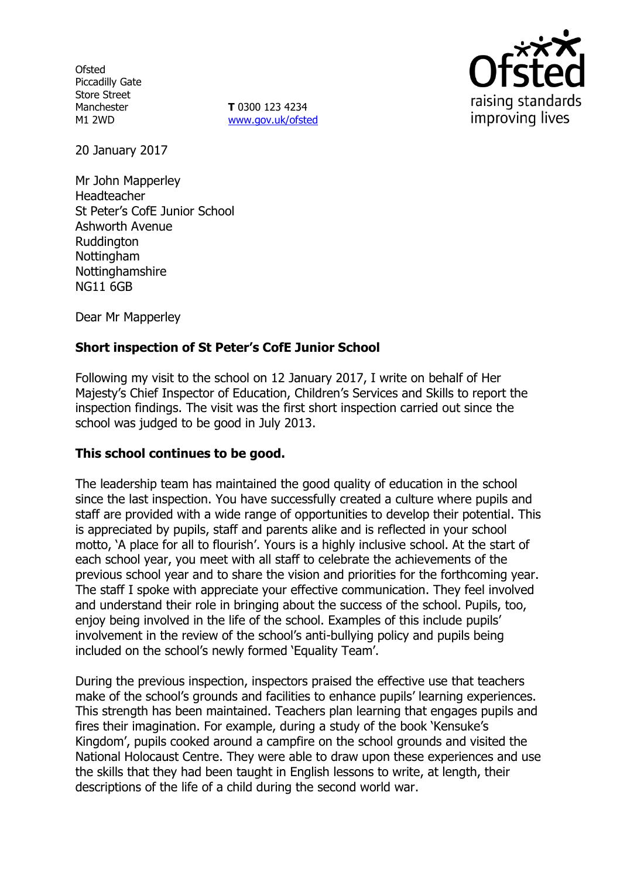Ofsted
Piccadilly Gate
Store Street
Manchester
M1 2WD

**T** 0300 123 4234
www.gov.uk/ofsted

20 January 2017

Mr John Mapperley
Headteacher
St Peter's CofE Junior School
Ashworth Avenue
Ruddington
Nottingham
Nottinghamshire
NG11 6GB

Dear Mr Mapperley

**Short inspection of St Peter's CofE Junior School**

Following my visit to the school on 12 January 2017, I write on behalf of Her Majesty's Chief Inspector of Education, Children's Services and Skills to report the inspection findings. The visit was the first short inspection carried out since the school was judged to be good in July 2013.

**This school continues to be good.**

The leadership team has maintained the good quality of education in the school since the last inspection. You have successfully created a culture where pupils and staff are provided with a wide range of opportunities to develop their potential. This is appreciated by pupils, staff and parents alike and is reflected in your school motto, 'A place for all to flourish'. Yours is a highly inclusive school. At the start of each school year, you meet with all staff to celebrate the achievements of the previous school year and to share the vision and priorities for the forthcoming year. The staff I spoke with appreciate your effective communication. They feel involved and understand their role in bringing about the success of the school. Pupils, too, enjoy being involved in the life of the school. Examples of this include pupils' involvement in the review of the school's anti-bullying policy and pupils being included on the school's newly formed 'Equality Team'.

During the previous inspection, inspectors praised the effective use that teachers make of the school's grounds and facilities to enhance pupils' learning experiences. This strength has been maintained. Teachers plan learning that engages pupils and fires their imagination. For example, during a study of the book 'Kensuke's Kingdom', pupils cooked around a campfire on the school grounds and visited the National Holocaust Centre. They were able to draw upon these experiences and use the skills that they had been taught in English lessons to write, at length, their descriptions of the life of a child during the second world war.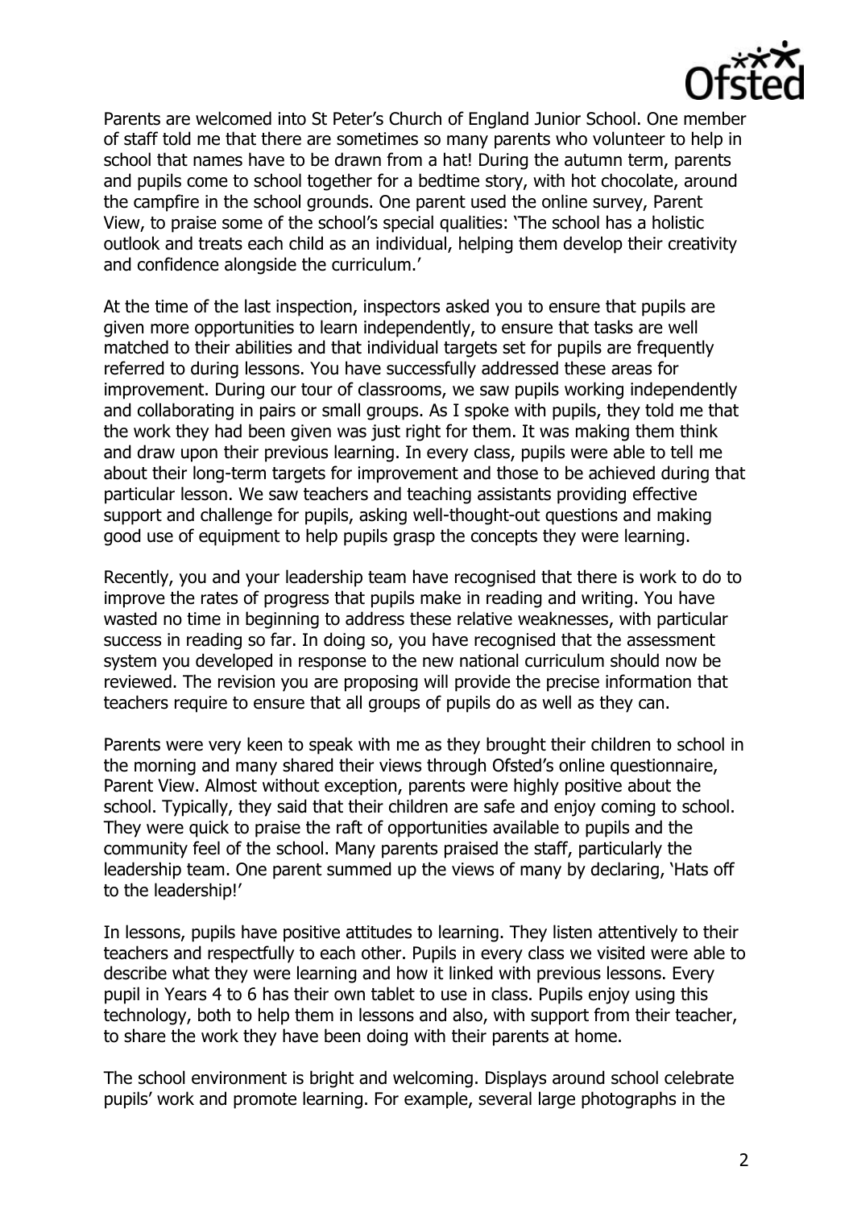Parents are welcomed into St Peter's Church of England Junior School. One member of staff told me that there are sometimes so many parents who volunteer to help in school that names have to be drawn from a hat! During the autumn term, parents and pupils come to school together for a bedtime story, with hot chocolate, around the campfire in the school grounds. One parent used the online survey, Parent View, to praise some of the school's special qualities: 'The school has a holistic outlook and treats each child as an individual, helping them develop their creativity and confidence alongside the curriculum.'

At the time of the last inspection, inspectors asked you to ensure that pupils are given more opportunities to learn independently, to ensure that tasks are well matched to their abilities and that individual targets set for pupils are frequently referred to during lessons. You have successfully addressed these areas for improvement. During our tour of classrooms, we saw pupils working independently and collaborating in pairs or small groups. As I spoke with pupils, they told me that the work they had been given was just right for them. It was making them think and draw upon their previous learning. In every class, pupils were able to tell me about their long-term targets for improvement and those to be achieved during that particular lesson. We saw teachers and teaching assistants providing effective support and challenge for pupils, asking well-thought-out questions and making good use of equipment to help pupils grasp the concepts they were learning.

Recently, you and your leadership team have recognised that there is work to do to improve the rates of progress that pupils make in reading and writing. You have wasted no time in beginning to address these relative weaknesses, with particular success in reading so far. In doing so, you have recognised that the assessment system you developed in response to the new national curriculum should now be reviewed. The revision you are proposing will provide the precise information that teachers require to ensure that all groups of pupils do as well as they can.

Parents were very keen to speak with me as they brought their children to school in the morning and many shared their views through Ofsted's online questionnaire, Parent View. Almost without exception, parents were highly positive about the school. Typically, they said that their children are safe and enjoy coming to school. They were quick to praise the raft of opportunities available to pupils and the community feel of the school. Many parents praised the staff, particularly the leadership team. One parent summed up the views of many by declaring, 'Hats off to the leadership!'

In lessons, pupils have positive attitudes to learning. They listen attentively to their teachers and respectfully to each other. Pupils in every class we visited were able to describe what they were learning and how it linked with previous lessons. Every pupil in Years 4 to 6 has their own tablet to use in class. Pupils enjoy using this technology, both to help them in lessons and also, with support from their teacher, to share the work they have been doing with their parents at home.

The school environment is bright and welcoming. Displays around school celebrate pupils' work and promote learning. For example, several large photographs in the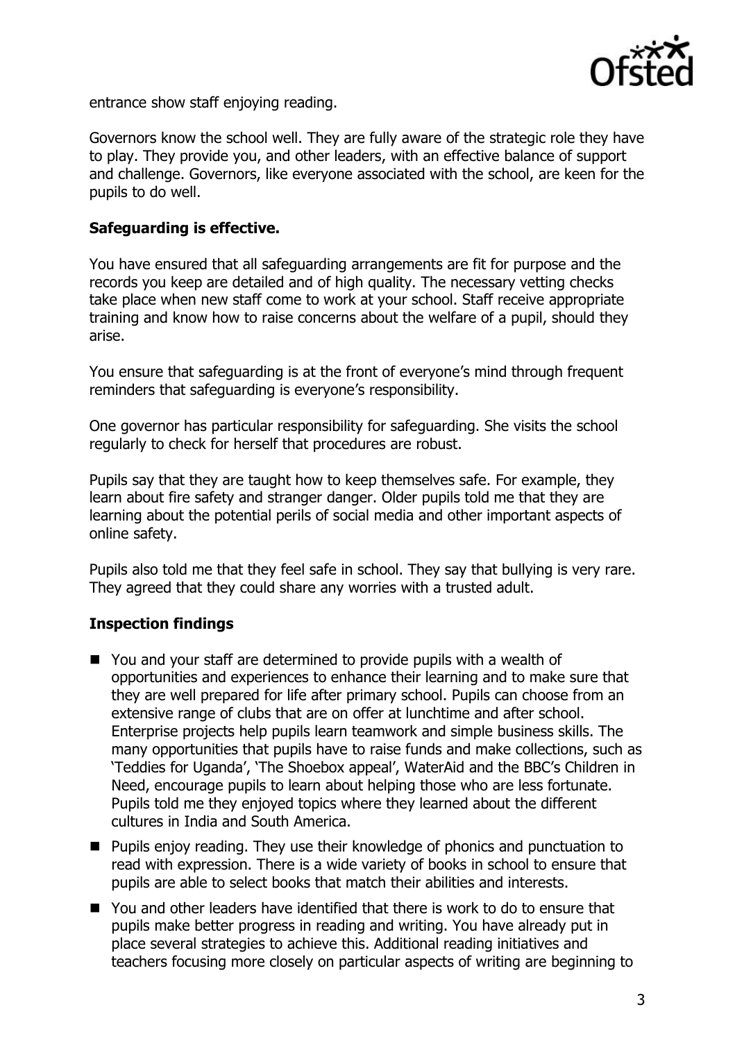entrance show staff enjoying reading.

Governors know the school well. They are fully aware of the strategic role they have to play. They provide you, and other leaders, with an effective balance of support and challenge. Governors, like everyone associated with the school, are keen for the pupils to do well.

## Safeguarding is effective.

You have ensured that all safeguarding arrangements are fit for purpose and the records you keep are detailed and of high quality. The necessary vetting checks take place when new staff come to work at your school. Staff receive appropriate training and know how to raise concerns about the welfare of a pupil, should they arise.

You ensure that safeguarding is at the front of everyone's mind through frequent reminders that safeguarding is everyone's responsibility.

One governor has particular responsibility for safeguarding. She visits the school regularly to check for herself that procedures are robust.

Pupils say that they are taught how to keep themselves safe. For example, they learn about fire safety and stranger danger. Older pupils told me that they are learning about the potential perils of social media and other important aspects of online safety.

Pupils also told me that they feel safe in school. They say that bullying is very rare. They agreed that they could share any worries with a trusted adult.

## Inspection findings

- You and your staff are determined to provide pupils with a wealth of opportunities and experiences to enhance their learning and to make sure that they are well prepared for life after primary school. Pupils can choose from an extensive range of clubs that are on offer at lunchtime and after school. Enterprise projects help pupils learn teamwork and simple business skills. The many opportunities that pupils have to raise funds and make collections, such as 'Teddies for Uganda', 'The Shoebox appeal', WaterAid and the BBC's Children in Need, encourage pupils to learn about helping those who are less fortunate. Pupils told me they enjoyed topics where they learned about the different cultures in India and South America.
- Pupils enjoy reading. They use their knowledge of phonics and punctuation to read with expression. There is a wide variety of books in school to ensure that pupils are able to select books that match their abilities and interests.
- You and other leaders have identified that there is work to do to ensure that pupils make better progress in reading and writing. You have already put in place several strategies to achieve this. Additional reading initiatives and teachers focusing more closely on particular aspects of writing are beginning to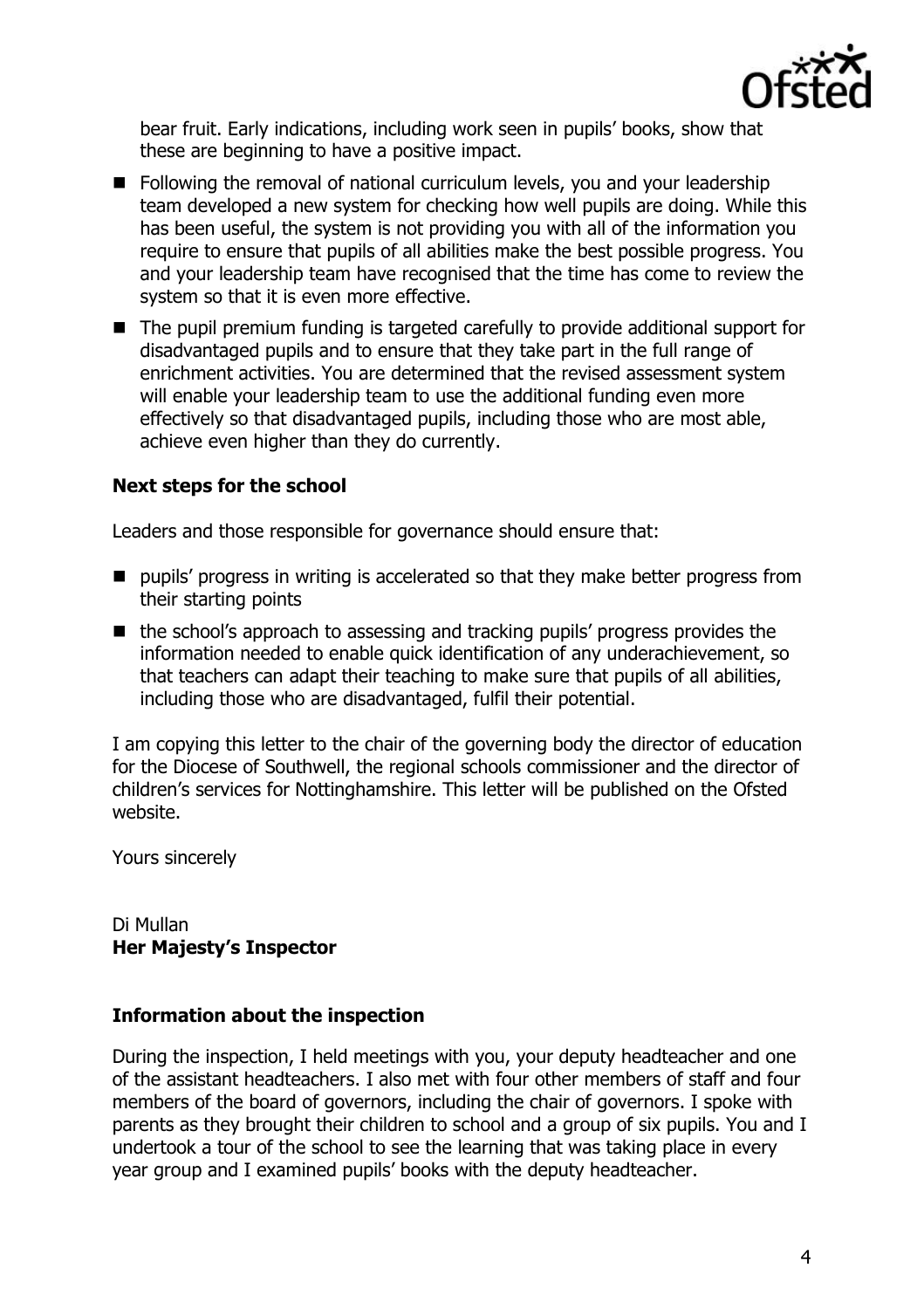bear fruit. Early indications, including work seen in pupils' books, show that these are beginning to have a positive impact.

- Following the removal of national curriculum levels, you and your leadership team developed a new system for checking how well pupils are doing. While this has been useful, the system is not providing you with all of the information you require to ensure that pupils of all abilities make the best possible progress. You and your leadership team have recognised that the time has come to review the system so that it is even more effective.
- The pupil premium funding is targeted carefully to provide additional support for disadvantaged pupils and to ensure that they take part in the full range of enrichment activities. You are determined that the revised assessment system will enable your leadership team to use the additional funding even more effectively so that disadvantaged pupils, including those who are most able, achieve even higher than they do currently.

**Next steps for the school**

Leaders and those responsible for governance should ensure that:

- pupils' progress in writing is accelerated so that they make better progress from their starting points
- the school's approach to assessing and tracking pupils' progress provides the information needed to enable quick identification of any underachievement, so that teachers can adapt their teaching to make sure that pupils of all abilities, including those who are disadvantaged, fulfil their potential.

I am copying this letter to the chair of the governing body the director of education for the Diocese of Southwell, the regional schools commissioner and the director of children's services for Nottinghamshire. This letter will be published on the Ofsted website.

Yours sincerely

Di Mullan
**Her Majesty's Inspector**

**Information about the inspection**

During the inspection, I held meetings with you, your deputy headteacher and one of the assistant headteachers. I also met with four other members of staff and four members of the board of governors, including the chair of governors. I spoke with parents as they brought their children to school and a group of six pupils. You and I undertook a tour of the school to see the learning that was taking place in every year group and I examined pupils' books with the deputy headteacher.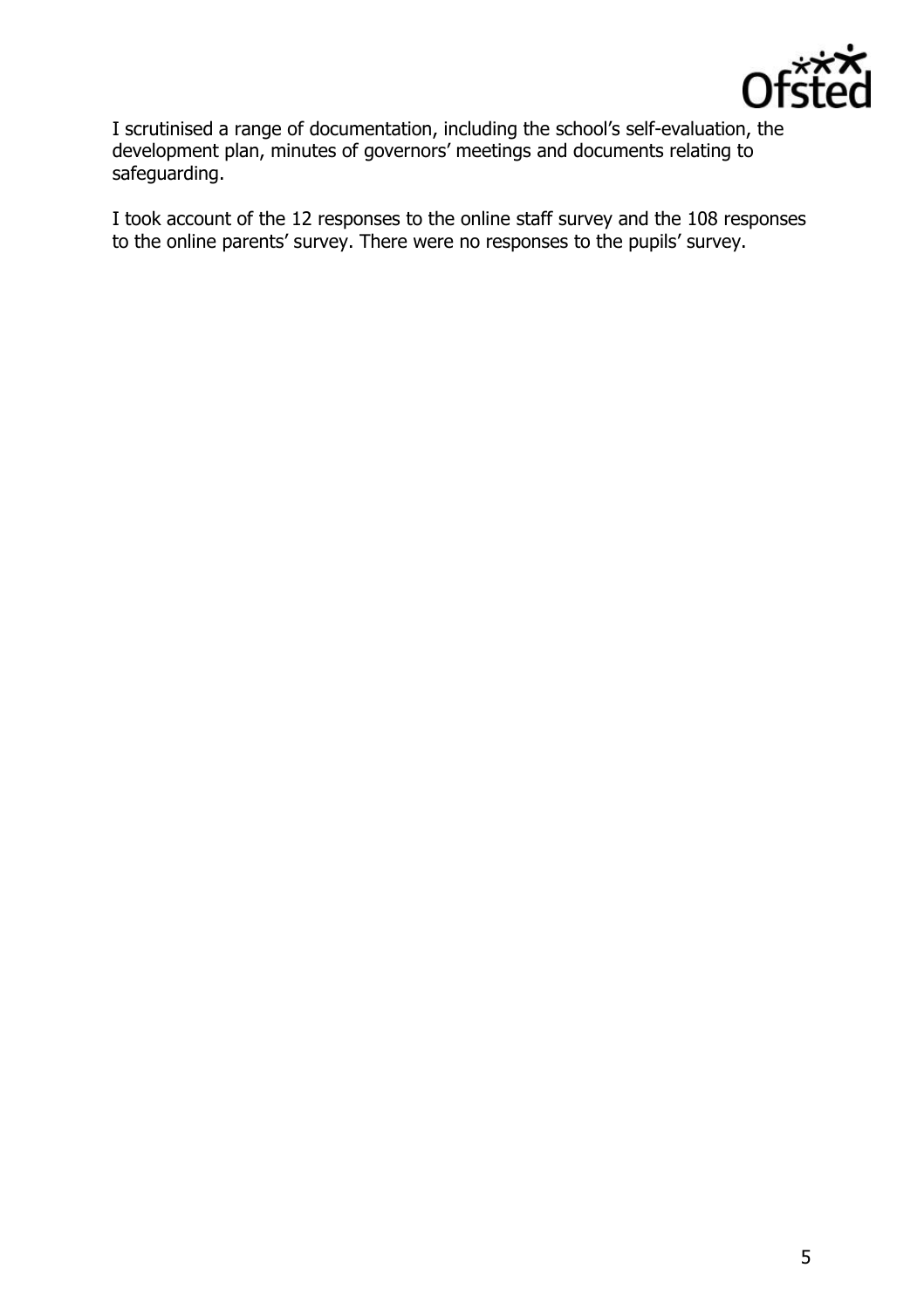I scrutinised a range of documentation, including the school's self-evaluation, the development plan, minutes of governors' meetings and documents relating to safeguarding.

I took account of the 12 responses to the online staff survey and the 108 responses to the online parents' survey. There were no responses to the pupils' survey.